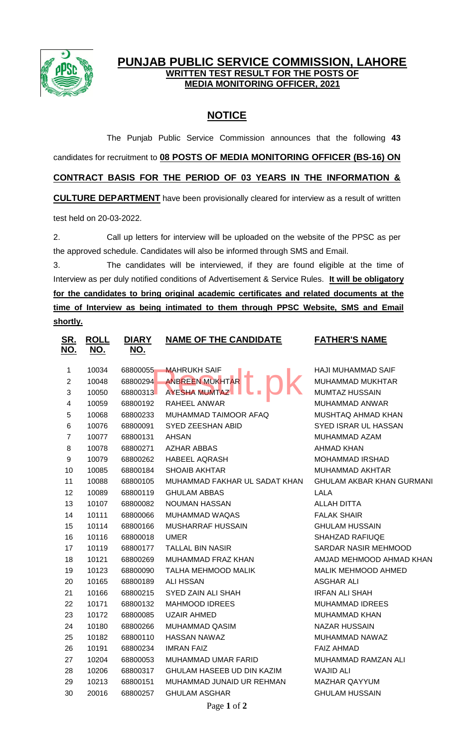# PUNJAB PUBLIC SERVICE COMMISSION, LAHORE

## WRITTEN TEST RESULT FOR THE POSTS OF MEDIA MONITORING OFFICER, 2021

## NOTICE

The Punjab Public Service Commission announces that the following **43** candidates for recruitment to **08 POSTS OF MEDIA MONITORING OFFICER (BS-16) ON CONTRACT BASIS FOR THE PERIOD OF 03 YEARS IN THE INFORMATION & CULTURE DEPARTMENT** have been provisionally cleared for interview as a result of written test held on 20-03-2022.

2. Call up letters for interview will be uploaded on the website of the PPSC as per the approved schedule. Candidates will also be informed through SMS and Email.

3. The candidates will be interviewed, if they are found eligible at the time of Interview as per duly notified conditions of Advertisement & Service Rules. **It will be obligatory for the candidates to bring original academic certificates and related documents at the time of Interview as being intimated to them through PPSC Website, SMS and Email shortly.**

| SR. NO. | ROLL NO. | DIARY NO. | NAME OF THE CANDIDATE | FATHER'S NAME |
|---|---|---|---|---|
| 1 | 10034 | 68800055 | MAHRUKH SAIF | HAJI MUHAMMAD SAIF |
| 2 | 10048 | 68800294 | ANBREEN MUKHTAR | MUHAMMAD MUKHTAR |
| 3 | 10050 | 68800313 | AYESHA MUMTAZ | MUMTAZ HUSSAIN |
| 4 | 10059 | 68800192 | RAHEEL ANWAR | MUHAMMAD ANWAR |
| 5 | 10068 | 68800233 | MUHAMMAD TAIMOOR AFAQ | MUSHTAQ AHMAD KHAN |
| 6 | 10076 | 68800091 | SYED ZEESHAN ABID | SYED ISRAR UL HASSAN |
| 7 | 10077 | 68800131 | AHSAN | MUHAMMAD AZAM |
| 8 | 10078 | 68800271 | AZHAR ABBAS | AHMAD KHAN |
| 9 | 10079 | 68800262 | HABEEL AQRASH | MOHAMMAD IRSHAD |
| 10 | 10085 | 68800184 | SHOAIB AKHTAR | MUHAMMAD AKHTAR |
| 11 | 10088 | 68800105 | MUHAMMAD FAKHAR UL SADAT KHAN | GHULAM AKBAR KHAN GURMANI |
| 12 | 10089 | 68800119 | GHULAM ABBAS | LALA |
| 13 | 10107 | 68800082 | NOUMAN HASSAN | ALLAH DITTA |
| 14 | 10111 | 68800066 | MUHAMMAD WAQAS | FALAK SHAIR |
| 15 | 10114 | 68800166 | MUSHARRAF HUSSAIN | GHULAM HUSSAIN |
| 16 | 10116 | 68800018 | UMER | SHAHZAD RAFIUQE |
| 17 | 10119 | 68800177 | TALLAL BIN NASIR | SARDAR NASIR MEHMOOD |
| 18 | 10121 | 68800269 | MUHAMMAD FRAZ KHAN | AMJAD MEHMOOD AHMAD KHAN |
| 19 | 10123 | 68800090 | TALHA MEHMOOD MALIK | MALIK MEHMOOD AHMED |
| 20 | 10165 | 68800189 | ALI HSSAN | ASGHAR ALI |
| 21 | 10166 | 68800215 | SYED ZAIN ALI SHAH | IRFAN ALI SHAH |
| 22 | 10171 | 68800132 | MAHMOOD IDREES | MUHAMMAD IDREES |
| 23 | 10172 | 68800085 | UZAIR AHMED | MUHAMMAD KHAN |
| 24 | 10180 | 68800266 | MUHAMMAD QASIM | NAZAR HUSSAIN |
| 25 | 10182 | 68800110 | HASSAN NAWAZ | MUHAMMAD NAWAZ |
| 26 | 10191 | 68800234 | IMRAN FAIZ | FAIZ AHMAD |
| 27 | 10204 | 68800053 | MUHAMMAD UMAR FARID | MUHAMMAD RAMZAN ALI |
| 28 | 10206 | 68800317 | GHULAM HASEEB UD DIN KAZIM | WAJID ALI |
| 29 | 10213 | 68800151 | MUHAMMAD JUNAID UR REHMAN | MAZHAR QAYYUM |
| 30 | 20016 | 68800257 | GHULAM ASGHAR | GHULAM HUSSAIN |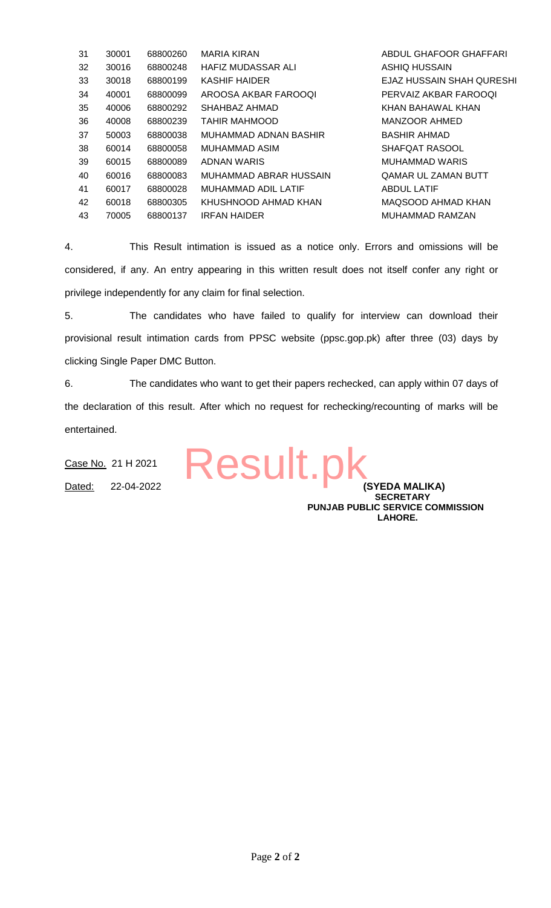| | | | | |
|---|---|---|---|---|
| 31 | 30001 | 68800260 | MARIA KIRAN | ABDUL GHAFOOR GHAFFARI |
| 32 | 30016 | 68800248 | HAFIZ MUDASSAR ALI | ASHIQ HUSSAIN |
| 33 | 30018 | 68800199 | KASHIF HAIDER | EJAZ HUSSAIN SHAH QURESHI |
| 34 | 40001 | 68800099 | AROOSA AKBAR FAROOQI | PERVAIZ AKBAR FAROOQI |
| 35 | 40006 | 68800292 | SHAHBAZ AHMAD | KHAN BAHAWAL KHAN |
| 36 | 40008 | 68800239 | TAHIR MAHMOOD | MANZOOR AHMED |
| 37 | 50003 | 68800038 | MUHAMMAD ADNAN BASHIR | BASHIR AHMAD |
| 38 | 60014 | 68800058 | MUHAMMAD ASIM | SHAFQAT RASOOL |
| 39 | 60015 | 68800089 | ADNAN WARIS | MUHAMMAD WARIS |
| 40 | 60016 | 68800083 | MUHAMMAD ABRAR HUSSAIN | QAMAR UL ZAMAN BUTT |
| 41 | 60017 | 68800028 | MUHAMMAD ADIL LATIF | ABDUL LATIF |
| 42 | 60018 | 68800305 | KHUSHNOOD AHMAD KHAN | MAQSOOD AHMAD KHAN |
| 43 | 70005 | 68800137 | IRFAN HAIDER | MUHAMMAD RAMZAN |

4. This Result intimation is issued as a notice only. Errors and omissions will be considered, if any. An entry appearing in this written result does not itself confer any right or privilege independently for any claim for final selection.

5. The candidates who have failed to qualify for interview can download their provisional result intimation cards from PPSC website (ppsc.gop.pk) after three (03) days by clicking Single Paper DMC Button.

6. The candidates who want to get their papers rechecked, can apply within 07 days of the declaration of this result. After which no request for rechecking/recounting of marks will be entertained.

Case No. 21 H 2021

Dated: 22-04-2022

Result.pk

**(SYEDA MALIKA)**
**SECRETARY**
**PUNJAB PUBLIC SERVICE COMMISSION**
**LAHORE.**